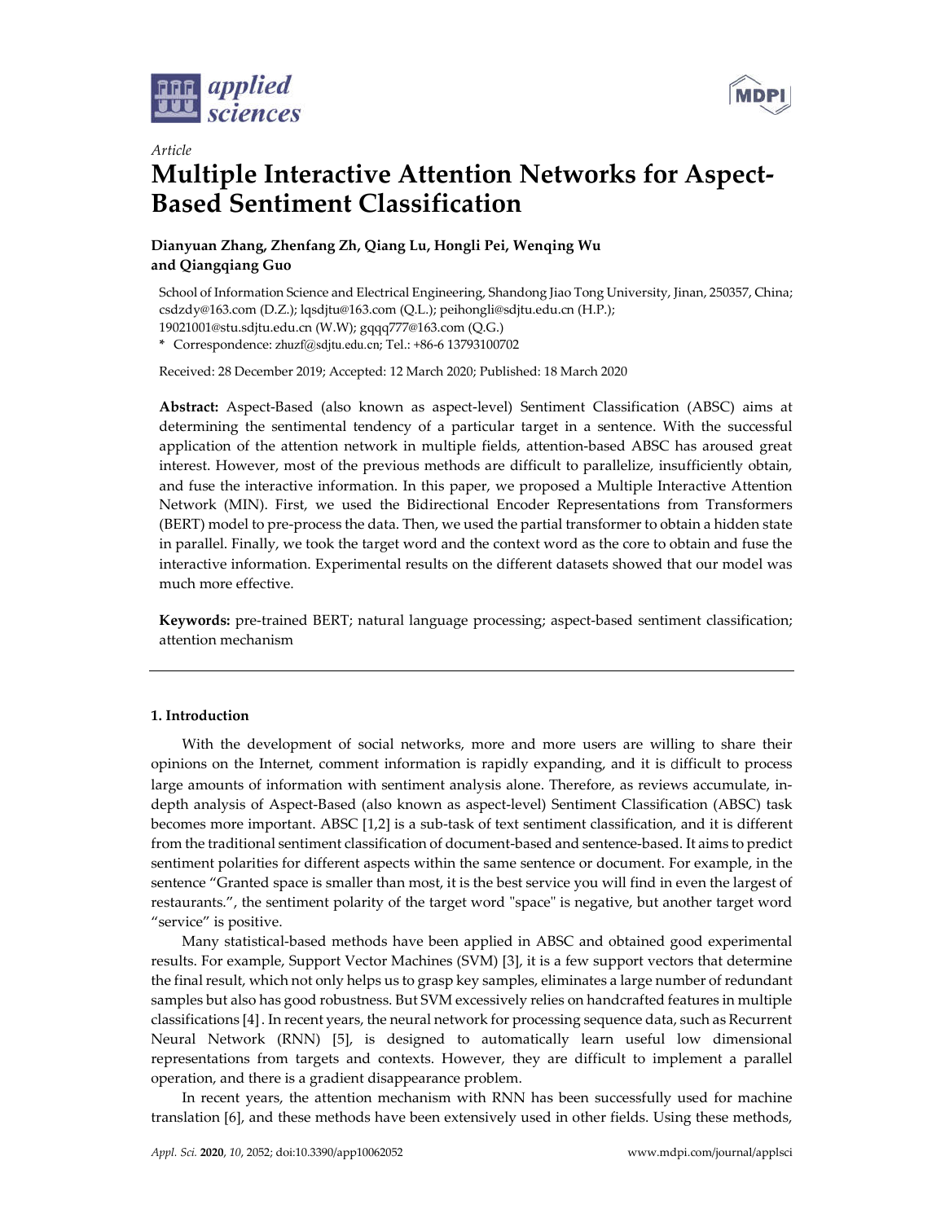Article

# Multiple Interactive Attention Networks for Aspect-Based Sentiment Classification

**Dianyuan Zhang, Zhenfang Zh, Qiang Lu, Hongli Pei, Wenqing Wu and Qiangqiang Guo**

School of Information Science and Electrical Engineering, Shandong Jiao Tong University, Jinan, 250357, China; csdzdy@163.com (D.Z.); lqsdjtu@163.com (Q.L.); peihongli@sdjtu.edu.cn (H.P.); 19021001@stu.sdjtu.edu.cn (W.W); gqqq777@163.com (Q.G.)

* Correspondence: zhuzf@sdjtu.edu.cn; Tel.: +86-6 13793100702

Received: 28 December 2019; Accepted: 12 March 2020; Published: 18 March 2020

**Abstract:** Aspect-Based (also known as aspect-level) Sentiment Classification (ABSC) aims at determining the sentimental tendency of a particular target in a sentence. With the successful application of the attention network in multiple fields, attention-based ABSC has aroused great interest. However, most of the previous methods are difficult to parallelize, insufficiently obtain, and fuse the interactive information. In this paper, we proposed a Multiple Interactive Attention Network (MIN). First, we used the Bidirectional Encoder Representations from Transformers (BERT) model to pre-process the data. Then, we used the partial transformer to obtain a hidden state in parallel. Finally, we took the target word and the context word as the core to obtain and fuse the interactive information. Experimental results on the different datasets showed that our model was much more effective.

**Keywords:** pre-trained BERT; natural language processing; aspect-based sentiment classification; attention mechanism

## 1. Introduction

With the development of social networks, more and more users are willing to share their opinions on the Internet, comment information is rapidly expanding, and it is difficult to process large amounts of information with sentiment analysis alone. Therefore, as reviews accumulate, in-depth analysis of Aspect-Based (also known as aspect-level) Sentiment Classification (ABSC) task becomes more important. ABSC [1,2] is a sub-task of text sentiment classification, and it is different from the traditional sentiment classification of document-based and sentence-based. It aims to predict sentiment polarities for different aspects within the same sentence or document. For example, in the sentence "Granted space is smaller than most, it is the best service you will find in even the largest of restaurants.", the sentiment polarity of the target word "space" is negative, but another target word "service" is positive.

Many statistical-based methods have been applied in ABSC and obtained good experimental results. For example, Support Vector Machines (SVM) [3], it is a few support vectors that determine the final result, which not only helps us to grasp key samples, eliminates a large number of redundant samples but also has good robustness. But SVM excessively relies on handcrafted features in multiple classifications [4]. In recent years, the neural network for processing sequence data, such as Recurrent Neural Network (RNN) [5], is designed to automatically learn useful low dimensional representations from targets and contexts. However, they are difficult to implement a parallel operation, and there is a gradient disappearance problem.

In recent years, the attention mechanism with RNN has been successfully used for machine translation [6], and these methods have been extensively used in other fields. Using these methods,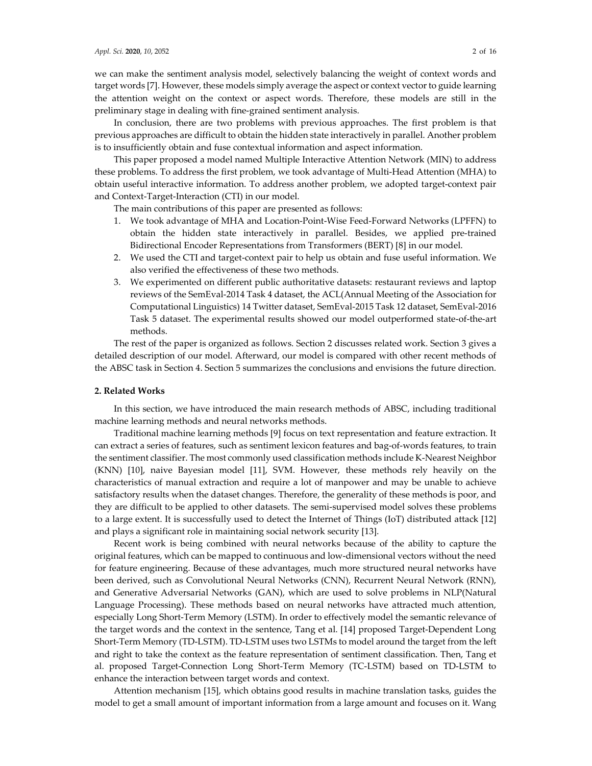we can make the sentiment analysis model, selectively balancing the weight of context words and target words [7]. However, these models simply average the aspect or context vector to guide learning the attention weight on the context or aspect words. Therefore, these models are still in the preliminary stage in dealing with fine-grained sentiment analysis.

In conclusion, there are two problems with previous approaches. The first problem is that previous approaches are difficult to obtain the hidden state interactively in parallel. Another problem is to insufficiently obtain and fuse contextual information and aspect information.

This paper proposed a model named Multiple Interactive Attention Network (MIN) to address these problems. To address the first problem, we took advantage of Multi-Head Attention (MHA) to obtain useful interactive information. To address another problem, we adopted target-context pair and Context-Target-Interaction (CTI) in our model.

The main contributions of this paper are presented as follows:

1. We took advantage of MHA and Location-Point-Wise Feed-Forward Networks (LPFFN) to obtain the hidden state interactively in parallel. Besides, we applied pre-trained Bidirectional Encoder Representations from Transformers (BERT) [8] in our model.
2. We used the CTI and target-context pair to help us obtain and fuse useful information. We also verified the effectiveness of these two methods.
3. We experimented on different public authoritative datasets: restaurant reviews and laptop reviews of the SemEval-2014 Task 4 dataset, the ACL(Annual Meeting of the Association for Computational Linguistics) 14 Twitter dataset, SemEval-2015 Task 12 dataset, SemEval-2016 Task 5 dataset. The experimental results showed our model outperformed state-of-the-art methods.

The rest of the paper is organized as follows. Section 2 discusses related work. Section 3 gives a detailed description of our model. Afterward, our model is compared with other recent methods of the ABSC task in Section 4. Section 5 summarizes the conclusions and envisions the future direction.

## 2. Related Works

In this section, we have introduced the main research methods of ABSC, including traditional machine learning methods and neural networks methods.

Traditional machine learning methods [9] focus on text representation and feature extraction. It can extract a series of features, such as sentiment lexicon features and bag-of-words features, to train the sentiment classifier. The most commonly used classification methods include K-Nearest Neighbor (KNN) [10], naive Bayesian model [11], SVM. However, these methods rely heavily on the characteristics of manual extraction and require a lot of manpower and may be unable to achieve satisfactory results when the dataset changes. Therefore, the generality of these methods is poor, and they are difficult to be applied to other datasets. The semi-supervised model solves these problems to a large extent. It is successfully used to detect the Internet of Things (IoT) distributed attack [12] and plays a significant role in maintaining social network security [13].

Recent work is being combined with neural networks because of the ability to capture the original features, which can be mapped to continuous and low-dimensional vectors without the need for feature engineering. Because of these advantages, much more structured neural networks have been derived, such as Convolutional Neural Networks (CNN), Recurrent Neural Network (RNN), and Generative Adversarial Networks (GAN), which are used to solve problems in NLP(Natural Language Processing). These methods based on neural networks have attracted much attention, especially Long Short-Term Memory (LSTM). In order to effectively model the semantic relevance of the target words and the context in the sentence, Tang et al. [14] proposed Target-Dependent Long Short-Term Memory (TD-LSTM). TD-LSTM uses two LSTMs to model around the target from the left and right to take the context as the feature representation of sentiment classification. Then, Tang et al. proposed Target-Connection Long Short-Term Memory (TC-LSTM) based on TD-LSTM to enhance the interaction between target words and context.

Attention mechanism [15], which obtains good results in machine translation tasks, guides the model to get a small amount of important information from a large amount and focuses on it. Wang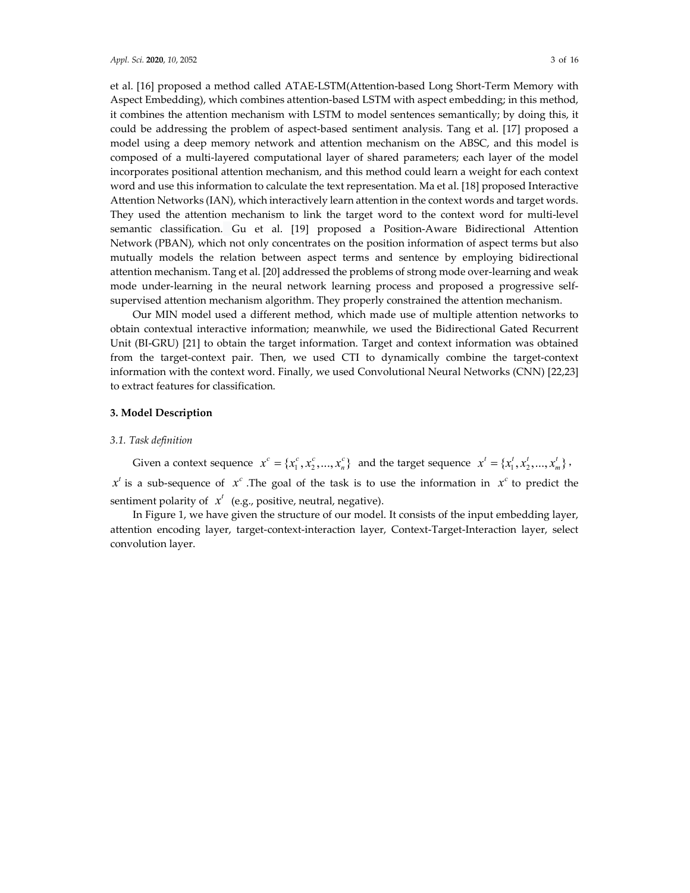et al. [16] proposed a method called ATAE-LSTM(Attention-based Long Short-Term Memory with Aspect Embedding), which combines attention-based LSTM with aspect embedding; in this method, it combines the attention mechanism with LSTM to model sentences semantically; by doing this, it could be addressing the problem of aspect-based sentiment analysis. Tang et al. [17] proposed a model using a deep memory network and attention mechanism on the ABSC, and this model is composed of a multi-layered computational layer of shared parameters; each layer of the model incorporates positional attention mechanism, and this method could learn a weight for each context word and use this information to calculate the text representation. Ma et al. [18] proposed Interactive Attention Networks (IAN), which interactively learn attention in the context words and target words. They used the attention mechanism to link the target word to the context word for multi-level semantic classification. Gu et al. [19] proposed a Position-Aware Bidirectional Attention Network (PBAN), which not only concentrates on the position information of aspect terms but also mutually models the relation between aspect terms and sentence by employing bidirectional attention mechanism. Tang et al. [20] addressed the problems of strong mode over-learning and weak mode under-learning in the neural network learning process and proposed a progressive self-supervised attention mechanism algorithm. They properly constrained the attention mechanism.

Our MIN model used a different method, which made use of multiple attention networks to obtain contextual interactive information; meanwhile, we used the Bidirectional Gated Recurrent Unit (BI-GRU) [21] to obtain the target information. Target and context information was obtained from the target-context pair. Then, we used CTI to dynamically combine the target-context information with the context word. Finally, we used Convolutional Neural Networks (CNN) [22,23] to extract features for classification.

## 3. Model Description

### *3.1. Task definition*

Given a context sequence $x^c = \{x_1^c, x_2^c, ..., x_n^c\}$ and the target sequence $x^t = \{x_1^t, x_2^t, ..., x_m^t\}$, $x^t$ is a sub-sequence of $x^c$. The goal of the task is to use the information in $x^c$ to predict the sentiment polarity of $x^t$ (e.g., positive, neutral, negative).

In Figure 1, we have given the structure of our model. It consists of the input embedding layer, attention encoding layer, target-context-interaction layer, Context-Target-Interaction layer, select convolution layer.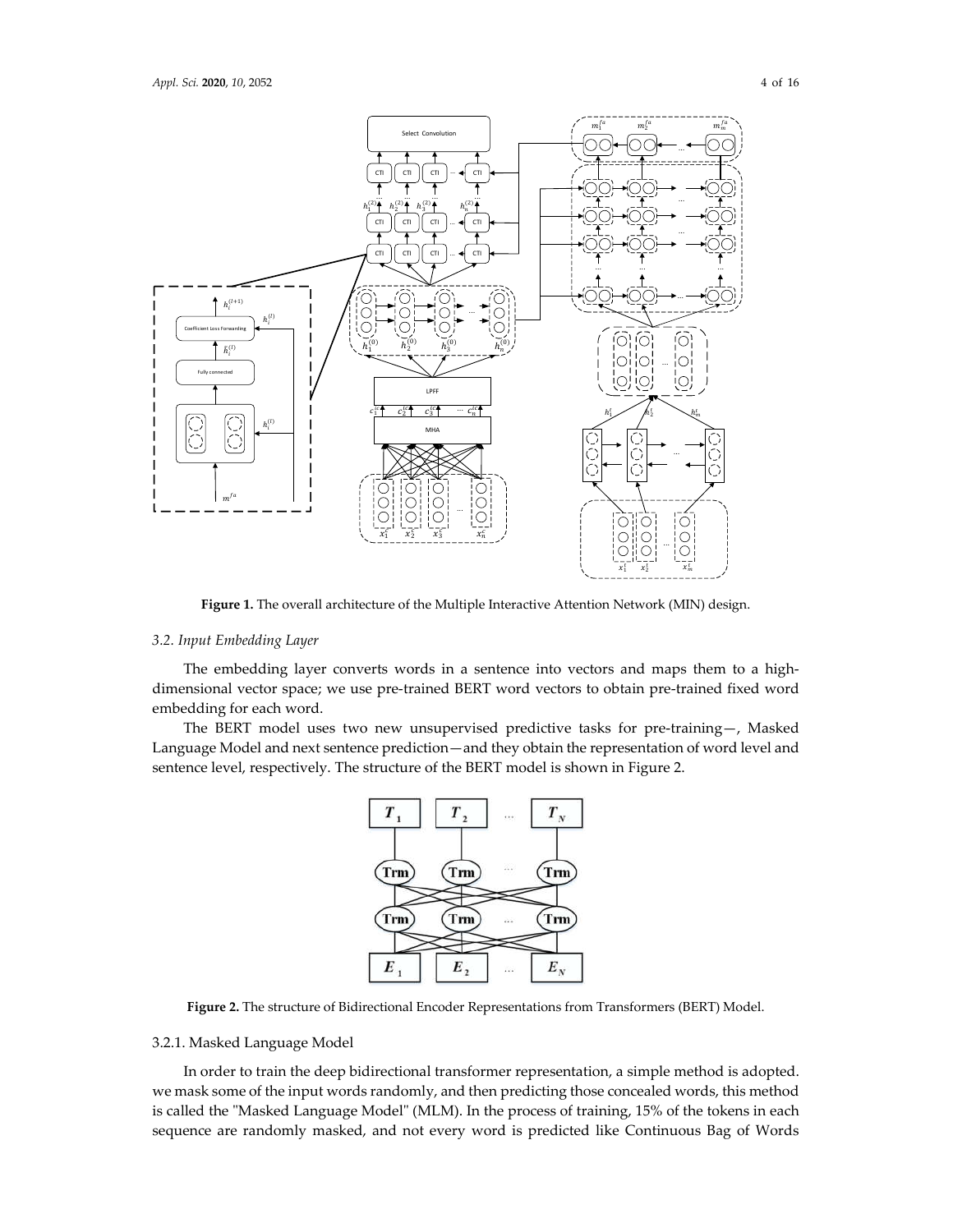Figure 1. The overall architecture of the Multiple Interactive Attention Network (MIN) design.

### 3.2. Input Embedding Layer

The embedding layer converts words in a sentence into vectors and maps them to a high-dimensional vector space; we use pre-trained BERT word vectors to obtain pre-trained fixed word embedding for each word.

The BERT model uses two new unsupervised predictive tasks for pre-training—, Masked Language Model and next sentence prediction—and they obtain the representation of word level and sentence level, respectively. The structure of the BERT model is shown in Figure 2.

Figure 2. The structure of Bidirectional Encoder Representations from Transformers (BERT) Model.

#### 3.2.1. Masked Language Model

In order to train the deep bidirectional transformer representation, a simple method is adopted. we mask some of the input words randomly, and then predicting those concealed words, this method is called the "Masked Language Model" (MLM). In the process of training, 15% of the tokens in each sequence are randomly masked, and not every word is predicted like Continuous Bag of Words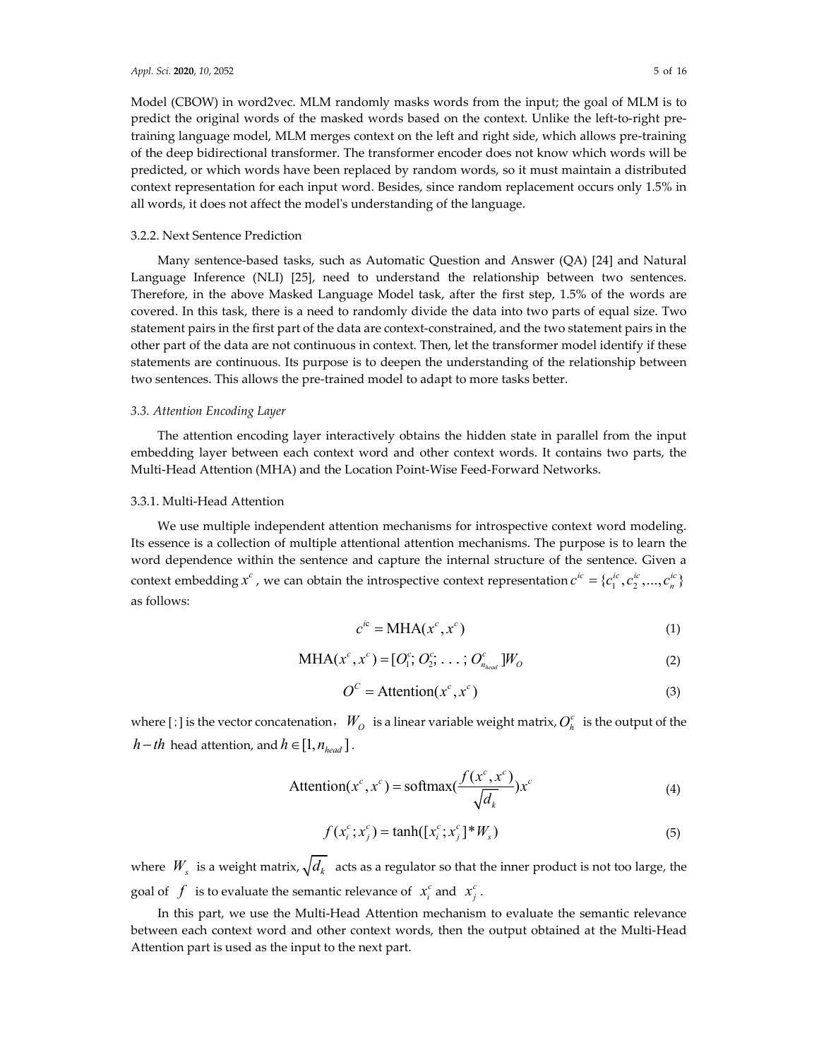Model (CBOW) in word2vec. MLM randomly masks words from the input; the goal of MLM is to predict the original words of the masked words based on the context. Unlike the left-to-right pre-training language model, MLM merges context on the left and right side, which allows pre-training of the deep bidirectional transformer. The transformer encoder does not know which words will be predicted, or which words have been replaced by random words, so it must maintain a distributed context representation for each input word. Besides, since random replacement occurs only 1.5% in all words, it does not affect the model's understanding of the language.

#### 3.2.2. Next Sentence Prediction

Many sentence-based tasks, such as Automatic Question and Answer (QA) [24] and Natural Language Inference (NLI) [25], need to understand the relationship between two sentences. Therefore, in the above Masked Language Model task, after the first step, 1.5% of the words are covered. In this task, there is a need to randomly divide the data into two parts of equal size. Two statement pairs in the first part of the data are context-constrained, and the two statement pairs in the other part of the data are not continuous in context. Then, let the transformer model identify if these statements are continuous. Its purpose is to deepen the understanding of the relationship between two sentences. This allows the pre-trained model to adapt to more tasks better.

### *3.3. Attention Encoding Layer*

The attention encoding layer interactively obtains the hidden state in parallel from the input embedding layer between each context word and other context words. It contains two parts, the Multi-Head Attention (MHA) and the Location Point-Wise Feed-Forward Networks.

#### 3.3.1. Multi-Head Attention

We use multiple independent attention mechanisms for introspective context word modeling. Its essence is a collection of multiple attentional attention mechanisms. The purpose is to learn the word dependence within the sentence and capture the internal structure of the sentence. Given a context embedding $x^c$, we can obtain the introspective context representation $c^{ic} = \{c_1^{ic}, c_2^{ic}, ..., c_n^{ic}\}$ as follows:

$$c^{ic} = \text{MHA}(x^c, x^c) \tag{1}$$

$$\text{MHA}(x^c, x^c) = [O_1^c; O_2^c; \ldots; O_{n_{head}}^c] W_O \tag{2}$$

$$O^C = \text{Attention}(x^c, x^c) \tag{3}$$

where [ ; ] is the vector concatenation, $W_O$ is a linear variable weight matrix, $O_h^c$ is the output of the $h-th$ head attention, and $h \in [1, n_{head}]$.

$$\text{Attention}(x^c, x^c) = \text{softmax}(\frac{f(x^c, x^c)}{\sqrt{d_k}}) x^c \tag{4}$$

$$f(x_i^c; x_j^c) = \tanh([x_i^c; x_j^c] * W_s) \tag{5}$$

where $W_s$ is a weight matrix, $\sqrt{d_k}$ acts as a regulator so that the inner product is not too large, the goal of $f$ is to evaluate the semantic relevance of $x_i^c$ and $x_j^c$.

In this part, we use the Multi-Head Attention mechanism to evaluate the semantic relevance between each context word and other context words, then the output obtained at the Multi-Head Attention part is used as the input to the next part.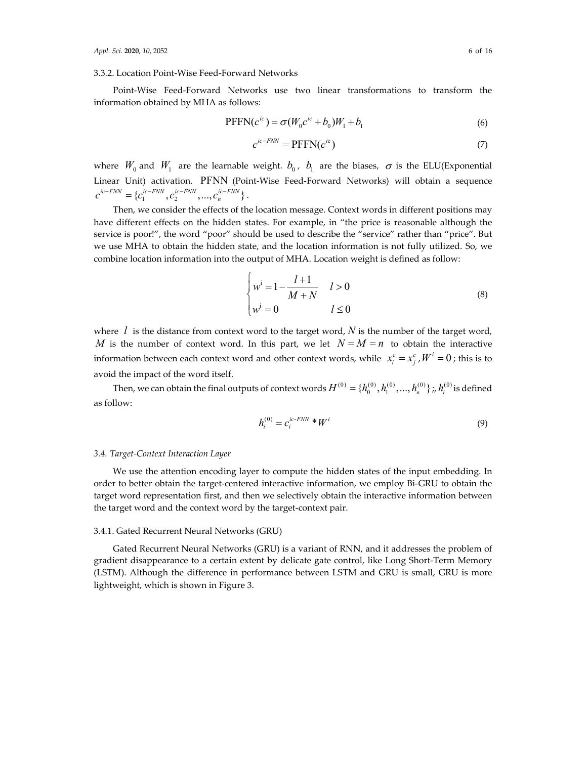#### 3.3.2. Location Point-Wise Feed-Forward Networks

Point-Wise Feed-Forward Networks use two linear transformations to transform the information obtained by MHA as follows:

$$\mathrm{PFFN}(c^{ic}) = \sigma(W_0 c^{ic} + b_0)W_1 + b_1 \tag{6}$$

$$c^{ic-FNN} = \mathrm{PFFN}(c^{ic}) \tag{7}$$

where $W_0$ and $W_1$ are the learnable weight. $b_0$, $b_1$ are the biases, $\sigma$ is the ELU(Exponential Linear Unit) activation. PFNN (Point-Wise Feed-Forward Networks) will obtain a sequence $c^{ic-FNN} = \{c_1^{ic-FNN}, c_2^{ic-FNN}, \ldots, c_n^{ic-FNN}\}$.

Then, we consider the effects of the location message. Context words in different positions may have different effects on the hidden states. For example, in "the price is reasonable although the service is poor!", the word "poor" should be used to describe the "service" rather than "price". But we use MHA to obtain the hidden state, and the location information is not fully utilized. So, we combine location information into the output of MHA. Location weight is defined as follow:

$$\begin{cases} w^{i} = 1 - \dfrac{l+1}{M+N} & l > 0 \\ w^{i} = 0 & l \leq 0 \end{cases} \tag{8}$$

where $l$ is the distance from context word to the target word, $N$ is the number of the target word, $M$ is the number of context word. In this part, we let $N = M = n$ to obtain the interactive information between each context word and other context words, while $x_i^c = x_j^c, W^i = 0$; this is to avoid the impact of the word itself.

Then, we can obtain the final outputs of context words $H^{(0)} = \{h_0^{(0)}, h_1^{(0)}, \ldots, h_n^{(0)}\}$;, $h_i^{(0)}$ is defined as follow:

$$h_i^{(0)} = c_i^{ic\text{-}FNN} * W^{i} \tag{9}$$

### *3.4. Target-Context Interaction Layer*

We use the attention encoding layer to compute the hidden states of the input embedding. In order to better obtain the target-centered interactive information, we employ Bi-GRU to obtain the target word representation first, and then we selectively obtain the interactive information between the target word and the context word by the target-context pair.

#### 3.4.1. Gated Recurrent Neural Networks (GRU)

Gated Recurrent Neural Networks (GRU) is a variant of RNN, and it addresses the problem of gradient disappearance to a certain extent by delicate gate control, like Long Short-Term Memory (LSTM). Although the difference in performance between LSTM and GRU is small, GRU is more lightweight, which is shown in Figure 3.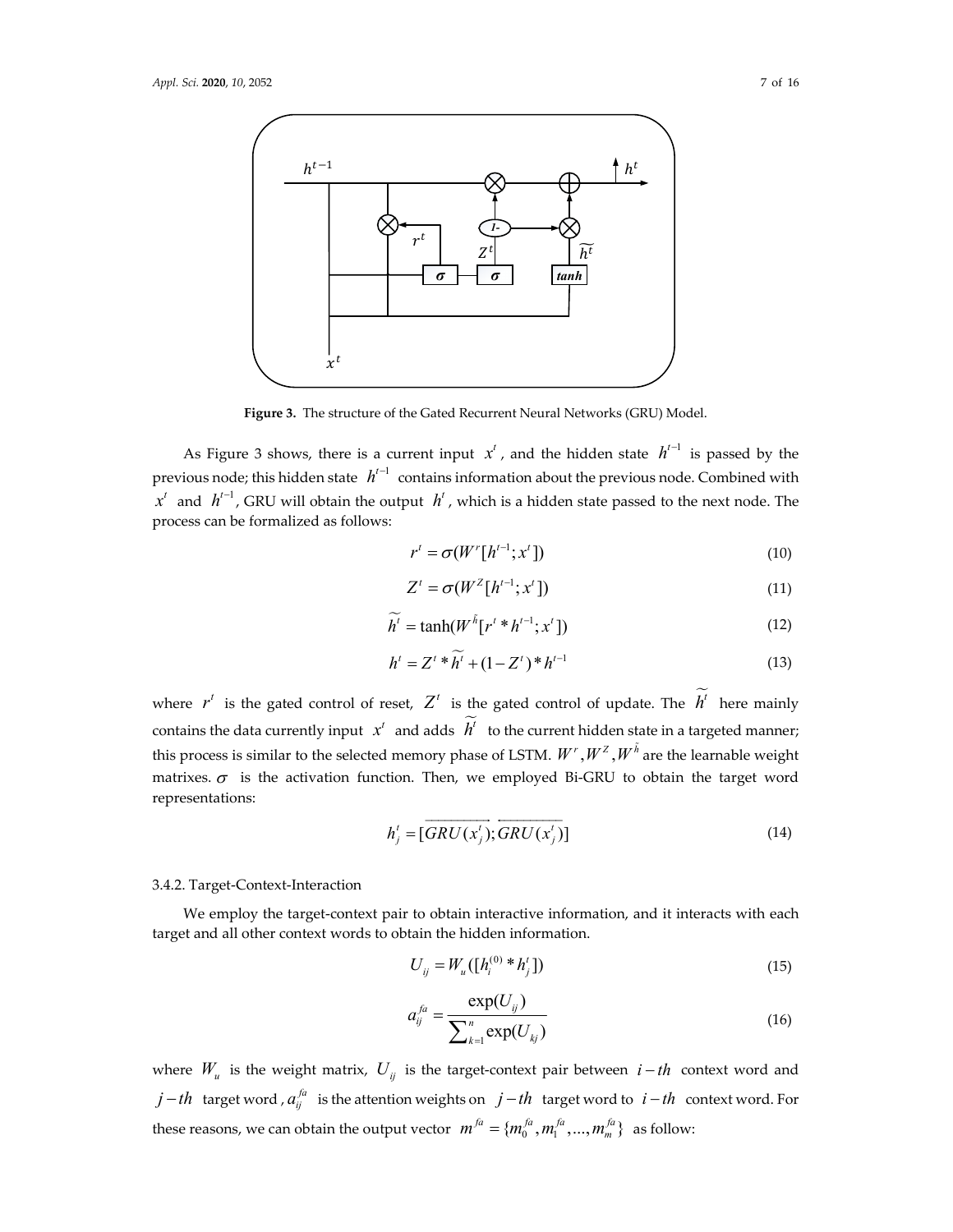Figure 3. The structure of the Gated Recurrent Neural Networks (GRU) Model.

As Figure 3 shows, there is a current input $x^t$, and the hidden state $h^{t-1}$ is passed by the previous node; this hidden state $h^{t-1}$ contains information about the previous node. Combined with $x^t$ and $h^{t-1}$, GRU will obtain the output $h^t$, which is a hidden state passed to the next node. The process can be formalized as follows:

$$r^t = \sigma(W^r[h^{t-1}; x^t]) \tag{10}$$

$$Z^t = \sigma(W^Z[h^{t-1}; x^t]) \tag{11}$$

$$\widetilde{h^t} = \tanh(W^{\tilde{h}}[r^t * h^{t-1}; x^t]) \tag{12}$$

$$h^t = Z^t * \widetilde{h^t} + (1 - Z^t) * h^{t-1} \tag{13}$$

where $r^t$ is the gated control of reset, $Z^t$ is the gated control of update. The $\widetilde{h^t}$ here mainly contains the data currently input $x^t$ and adds $\widetilde{h^t}$ to the current hidden state in a targeted manner; this process is similar to the selected memory phase of LSTM. $W^r, W^Z, W^{\tilde{h}}$ are the learnable weight matrixes. $\sigma$ is the activation function. Then, we employed Bi-GRU to obtain the target word representations:

$$h_j^t = [\overrightarrow{GRU(x_j^t)}; \overleftarrow{GRU(x_j^t)}] \tag{14}$$

3.4.2. Target-Context-Interaction

We employ the target-context pair to obtain interactive information, and it interacts with each target and all other context words to obtain the hidden information.

$$U_{ij} = W_u([h_i^{(0)} * h_j^t]) \tag{15}$$

$$a_{ij}^{fa} = \frac{\exp(U_{ij})}{\sum_{k=1}^{n} \exp(U_{kj})} \tag{16}$$

where $W_u$ is the weight matrix, $U_{ij}$ is the target-context pair between $i-th$ context word and $j-th$ target word , $a_{ij}^{fa}$ is the attention weights on $j-th$ target word to $i-th$ context word. For these reasons, we can obtain the output vector $m^{fa} = \{m_0^{fa}, m_1^{fa}, \ldots, m_m^{fa}\}$ as follow: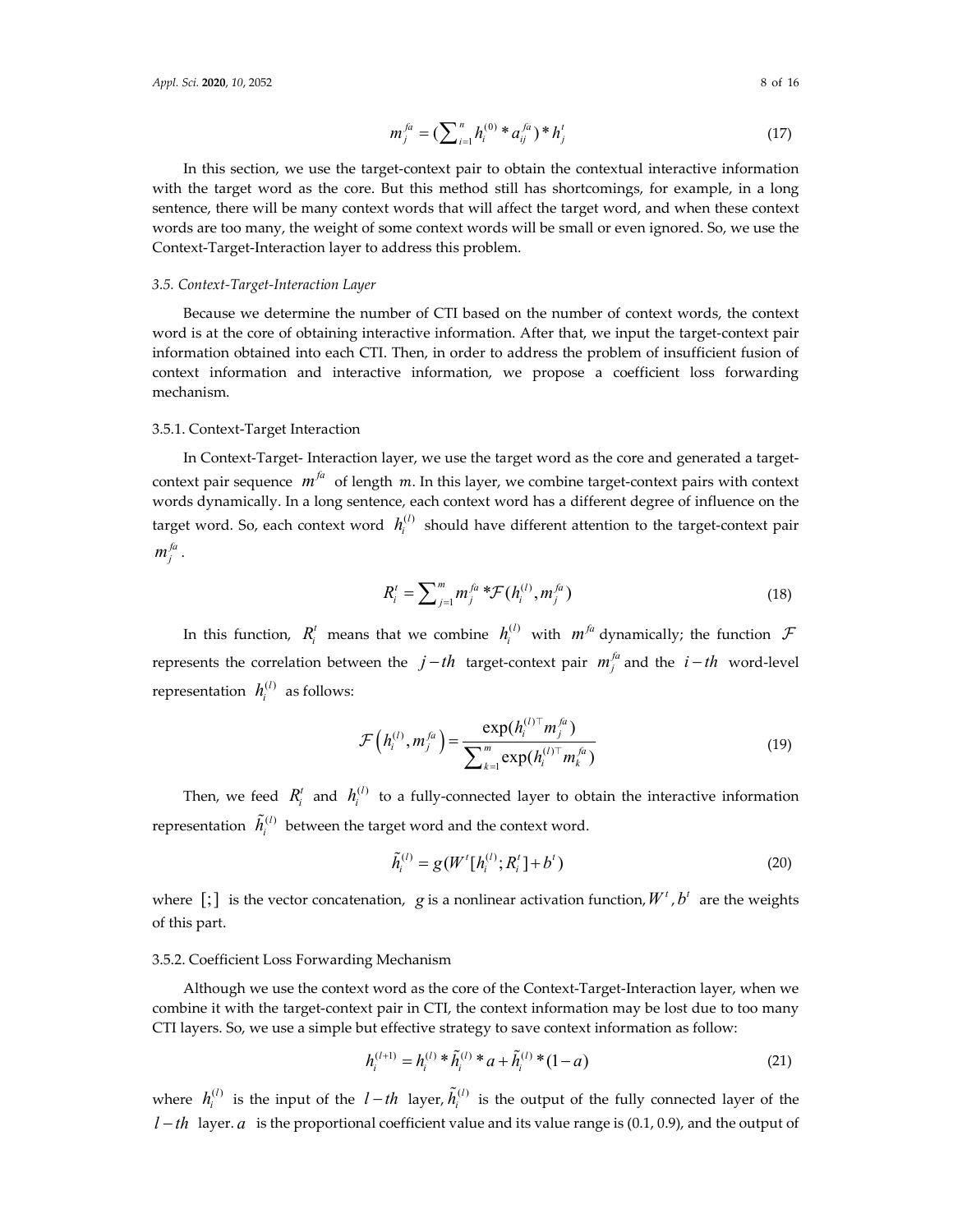$$m_j^{fa} = (\sum\nolimits_{i=1}^{n} h_i^{(0)} * a_{ij}^{fa}) * h_j^t \tag{17}$$

In this section, we use the target-context pair to obtain the contextual interactive information with the target word as the core. But this method still has shortcomings, for example, in a long sentence, there will be many context words that will affect the target word, and when these context words are too many, the weight of some context words will be small or even ignored. So, we use the Context-Target-Interaction layer to address this problem.

### *3.5. Context-Target-Interaction Layer*

Because we determine the number of CTI based on the number of context words, the context word is at the core of obtaining interactive information. After that, we input the target-context pair information obtained into each CTI. Then, in order to address the problem of insufficient fusion of context information and interactive information, we propose a coefficient loss forwarding mechanism.

#### 3.5.1. Context-Target Interaction

In Context-Target- Interaction layer, we use the target word as the core and generated a target-context pair sequence $m^{fa}$ of length $m$. In this layer, we combine target-context pairs with context words dynamically. In a long sentence, each context word has a different degree of influence on the target word. So, each context word $h_i^{(l)}$ should have different attention to the target-context pair $m_j^{fa}$.

$$R_i^t = \sum\nolimits_{j=1}^{m} m_j^{fa} * \mathcal{F}(h_i^{(l)}, m_j^{fa}) \tag{18}$$

In this function, $R_i^t$ means that we combine $h_i^{(l)}$ with $m^{fa}$ dynamically; the function $\mathcal{F}$ represents the correlation between the $j-th$ target-context pair $m_j^{fa}$ and the $i-th$ word-level representation $h_i^{(l)}$ as follows:

$$\mathcal{F}\left(h_i^{(l)}, m_j^{fa}\right) = \frac{\exp(h_i^{(l)\top} m_j^{fa})}{\sum\nolimits_{k=1}^{m} \exp(h_i^{(l)\top} m_k^{fa})} \tag{19}$$

Then, we feed $R_i^t$ and $h_i^{(l)}$ to a fully-connected layer to obtain the interactive information representation $\tilde{h}_i^{(l)}$ between the target word and the context word.

$$\tilde{h}_i^{(l)} = g(W^t[h_i^{(l)}; R_i^t] + b^t) \tag{20}$$

where $[;]$ is the vector concatenation, $g$ is a nonlinear activation function, $W^t, b^t$ are the weights of this part.

#### 3.5.2. Coefficient Loss Forwarding Mechanism

Although we use the context word as the core of the Context-Target-Interaction layer, when we combine it with the target-context pair in CTI, the context information may be lost due to too many CTI layers. So, we use a simple but effective strategy to save context information as follow:

$$h_i^{(l+1)} = h_i^{(l)} * \tilde{h}_i^{(l)} * a + \tilde{h}_i^{(l)} * (1-a) \tag{21}$$

where $h_i^{(l)}$ is the input of the $l-th$ layer, $\tilde{h}_i^{(l)}$ is the output of the fully connected layer of the $l-th$ layer. $a$ is the proportional coefficient value and its value range is (0.1, 0.9), and the output of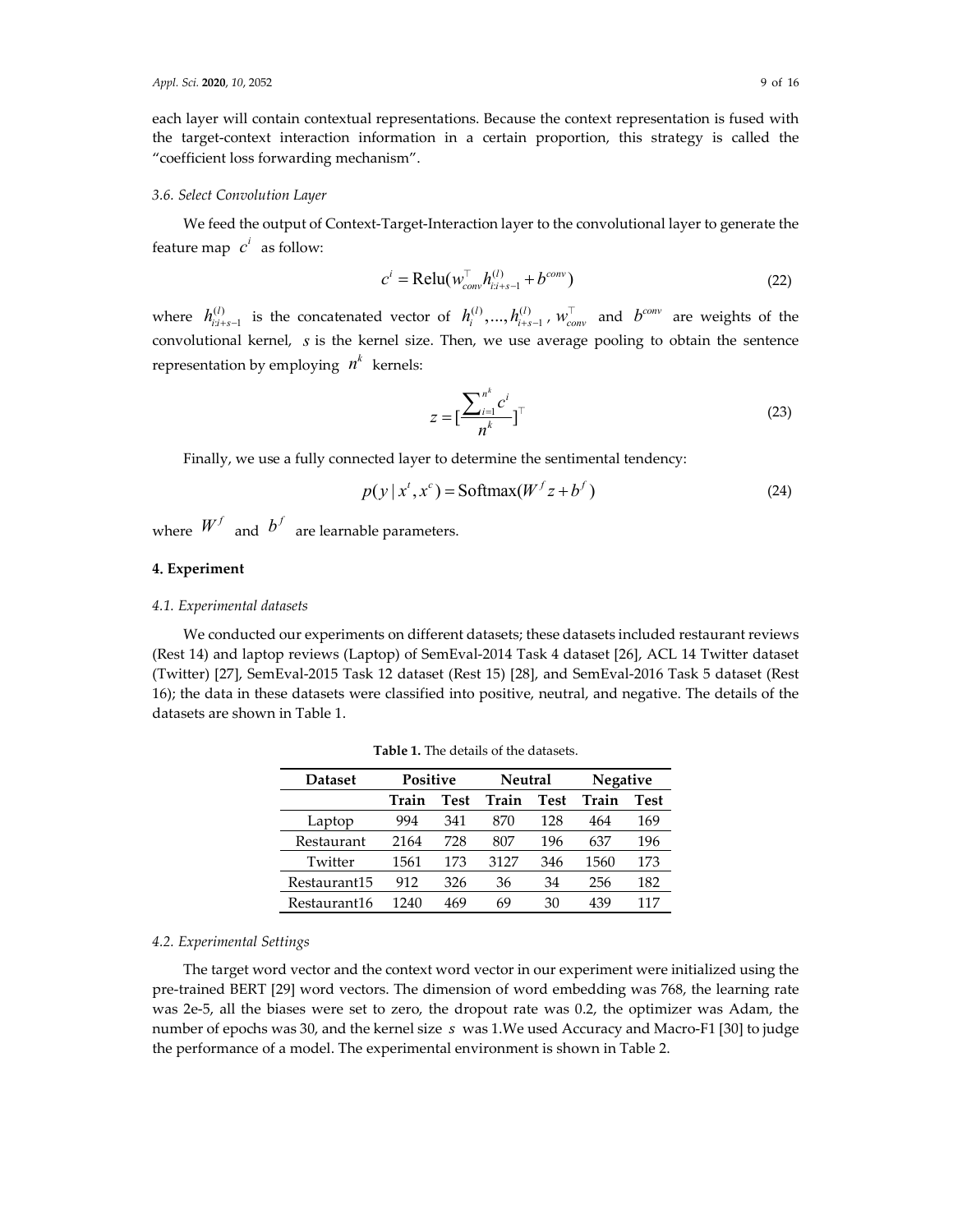each layer will contain contextual representations. Because the context representation is fused with the target-context interaction information in a certain proportion, this strategy is called the "coefficient loss forwarding mechanism".

### 3.6. Select Convolution Layer

We feed the output of Context-Target-Interaction layer to the convolutional layer to generate the feature map $c^i$ as follow:

$$c^i = \text{Relu}(w_{conv}^{\top} h_{i:i+s-1}^{(l)} + b^{conv}) \tag{22}$$

where $h_{i:i+s-1}^{(l)}$ is the concatenated vector of $h_i^{(l)}, ..., h_{i+s-1}^{(l)}$, $w_{conv}^{\top}$ and $b^{conv}$ are weights of the convolutional kernel, $s$ is the kernel size. Then, we use average pooling to obtain the sentence representation by employing $n^k$ kernels:

$$z = [\frac{\sum_{i=1}^{n^k} c^i}{n^k}]^{\top} \tag{23}$$

Finally, we use a fully connected layer to determine the sentimental tendency:

$$p(y \mid x^t, x^c) = \text{Softmax}(W^f z + b^f) \tag{24}$$

where $W^f$ and $b^f$ are learnable parameters.

## 4. Experiment

### 4.1. Experimental datasets

We conducted our experiments on different datasets; these datasets included restaurant reviews (Rest 14) and laptop reviews (Laptop) of SemEval-2014 Task 4 dataset [26], ACL 14 Twitter dataset (Twitter) [27], SemEval-2015 Task 12 dataset (Rest 15) [28], and SemEval-2016 Task 5 dataset (Rest 16); the data in these datasets were classified into positive, neutral, and negative. The details of the datasets are shown in Table 1.

**Table 1.** The details of the datasets.

| Dataset | Positive | | Neutral | | Negative | |
|---|---|---|---|---|---|---|
| | **Train** | **Test** | **Train** | **Test** | **Train** | **Test** |
| Laptop | 994 | 341 | 870 | 128 | 464 | 169 |
| Restaurant | 2164 | 728 | 807 | 196 | 637 | 196 |
| Twitter | 1561 | 173 | 3127 | 346 | 1560 | 173 |
| Restaurant15 | 912 | 326 | 36 | 34 | 256 | 182 |
| Restaurant16 | 1240 | 469 | 69 | 30 | 439 | 117 |

### 4.2. Experimental Settings

The target word vector and the context word vector in our experiment were initialized using the pre-trained BERT [29] word vectors. The dimension of word embedding was 768, the learning rate was 2e-5, all the biases were set to zero, the dropout rate was 0.2, the optimizer was Adam, the number of epochs was 30, and the kernel size $s$ was 1.We used Accuracy and Macro-F1 [30] to judge the performance of a model. The experimental environment is shown in Table 2.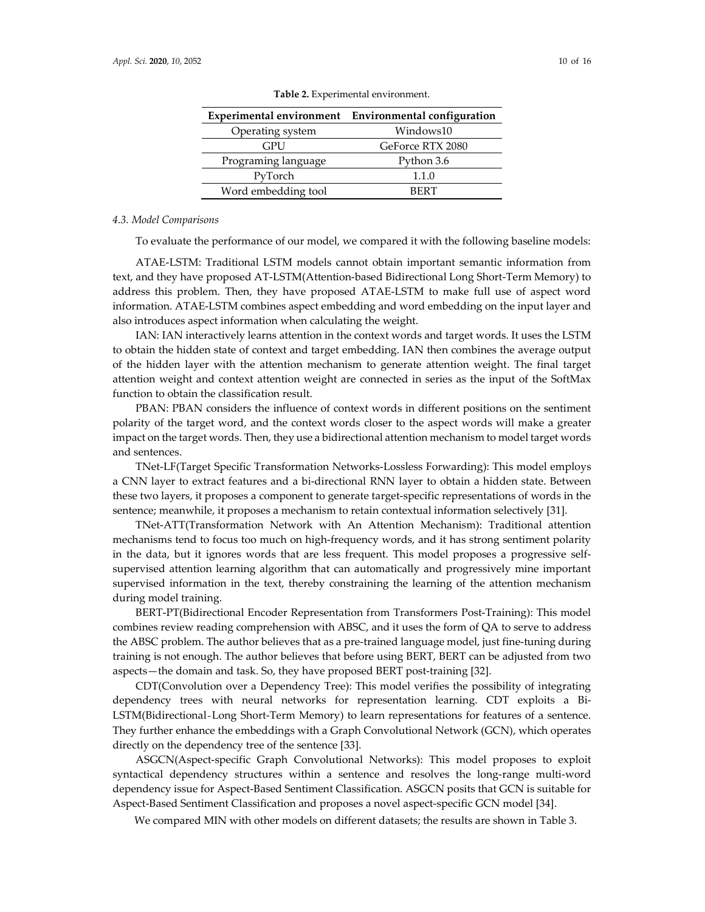**Table 2.** Experimental environment.

| Experimental environment | Environmental configuration |
|---|---|
| Operating system | Windows10 |
| GPU | GeForce RTX 2080 |
| Programing language | Python 3.6 |
| PyTorch | 1.1.0 |
| Word embedding tool | BERT |

### *4.3. Model Comparisons*

To evaluate the performance of our model, we compared it with the following baseline models:

ATAE-LSTM: Traditional LSTM models cannot obtain important semantic information from text, and they have proposed AT-LSTM(Attention-based Bidirectional Long Short-Term Memory) to address this problem. Then, they have proposed ATAE-LSTM to make full use of aspect word information. ATAE-LSTM combines aspect embedding and word embedding on the input layer and also introduces aspect information when calculating the weight.

IAN: IAN interactively learns attention in the context words and target words. It uses the LSTM to obtain the hidden state of context and target embedding. IAN then combines the average output of the hidden layer with the attention mechanism to generate attention weight. The final target attention weight and context attention weight are connected in series as the input of the SoftMax function to obtain the classification result.

PBAN: PBAN considers the influence of context words in different positions on the sentiment polarity of the target word, and the context words closer to the aspect words will make a greater impact on the target words. Then, they use a bidirectional attention mechanism to model target words and sentences.

TNet-LF(Target Specific Transformation Networks-Lossless Forwarding): This model employs a CNN layer to extract features and a bi-directional RNN layer to obtain a hidden state. Between these two layers, it proposes a component to generate target-specific representations of words in the sentence; meanwhile, it proposes a mechanism to retain contextual information selectively [31].

TNet-ATT(Transformation Network with An Attention Mechanism): Traditional attention mechanisms tend to focus too much on high-frequency words, and it has strong sentiment polarity in the data, but it ignores words that are less frequent. This model proposes a progressive self-supervised attention learning algorithm that can automatically and progressively mine important supervised information in the text, thereby constraining the learning of the attention mechanism during model training.

BERT-PT(Bidirectional Encoder Representation from Transformers Post-Training): This model combines review reading comprehension with ABSC, and it uses the form of QA to serve to address the ABSC problem. The author believes that as a pre-trained language model, just fine-tuning during training is not enough. The author believes that before using BERT, BERT can be adjusted from two aspects—the domain and task. So, they have proposed BERT post-training [32].

CDT(Convolution over a Dependency Tree): This model verifies the possibility of integrating dependency trees with neural networks for representation learning. CDT exploits a Bi-LSTM(Bidirectional-Long Short-Term Memory) to learn representations for features of a sentence. They further enhance the embeddings with a Graph Convolutional Network (GCN), which operates directly on the dependency tree of the sentence [33].

ASGCN(Aspect-specific Graph Convolutional Networks): This model proposes to exploit syntactical dependency structures within a sentence and resolves the long-range multi-word dependency issue for Aspect-Based Sentiment Classification. ASGCN posits that GCN is suitable for Aspect-Based Sentiment Classification and proposes a novel aspect-specific GCN model [34].

We compared MIN with other models on different datasets; the results are shown in Table 3.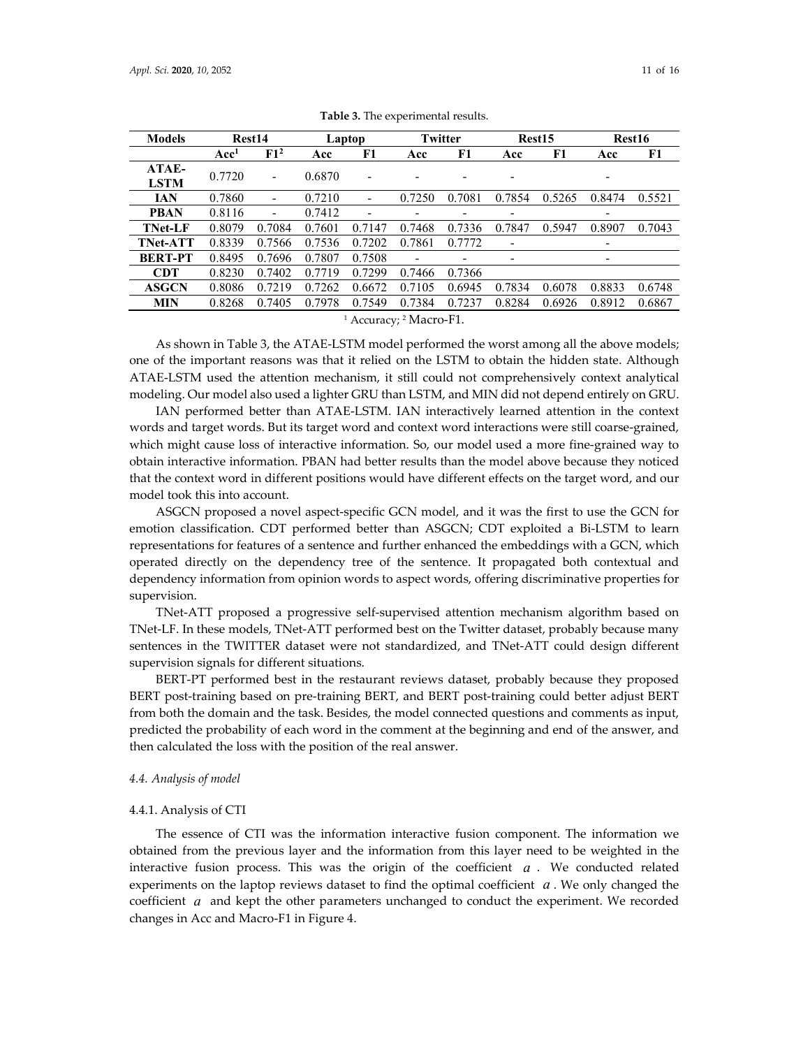**Table 3.** The experimental results.

| Models | Rest14 | | Laptop | | Twitter | | Rest15 | | Rest16 | |
|---|---|---|---|---|---|---|---|---|---|---|
| | Acc[1] | F1[2] | Acc | F1 | Acc | F1 | Acc | F1 | Acc | F1 |
| **ATAE-LSTM** | 0.7720 | - | 0.6870 | - | - | - | - | | - | |
| **IAN** | 0.7860 | - | 0.7210 | - | 0.7250 | 0.7081 | 0.7854 | 0.5265 | 0.8474 | 0.5521 |
| **PBAN** | 0.8116 | - | 0.7412 | - | - | - | - | | - | |
| **TNet-LF** | 0.8079 | 0.7084 | 0.7601 | 0.7147 | 0.7468 | 0.7336 | 0.7847 | 0.5947 | 0.8907 | 0.7043 |
| **TNet-ATT** | 0.8339 | 0.7566 | 0.7536 | 0.7202 | 0.7861 | 0.7772 | - | | - | |
| **BERT-PT** | 0.8495 | 0.7696 | 0.7807 | 0.7508 | - | - | - | | - | |
| **CDT** | 0.8230 | 0.7402 | 0.7719 | 0.7299 | 0.7466 | 0.7366 | | | | |
| **ASGCN** | 0.8086 | 0.7219 | 0.7262 | 0.6672 | 0.7105 | 0.6945 | 0.7834 | 0.6078 | 0.8833 | 0.6748 |
| **MIN** | 0.8268 | 0.7405 | 0.7978 | 0.7549 | 0.7384 | 0.7237 | 0.8284 | 0.6926 | 0.8912 | 0.6867 |

[1] Accuracy; [2] Macro-F1.

As shown in Table 3, the ATAE-LSTM model performed the worst among all the above models; one of the important reasons was that it relied on the LSTM to obtain the hidden state. Although ATAE-LSTM used the attention mechanism, it still could not comprehensively context analytical modeling. Our model also used a lighter GRU than LSTM, and MIN did not depend entirely on GRU.

IAN performed better than ATAE-LSTM. IAN interactively learned attention in the context words and target words. But its target word and context word interactions were still coarse-grained, which might cause loss of interactive information. So, our model used a more fine-grained way to obtain interactive information. PBAN had better results than the model above because they noticed that the context word in different positions would have different effects on the target word, and our model took this into account.

ASGCN proposed a novel aspect-specific GCN model, and it was the first to use the GCN for emotion classification. CDT performed better than ASGCN; CDT exploited a Bi-LSTM to learn representations for features of a sentence and further enhanced the embeddings with a GCN, which operated directly on the dependency tree of the sentence. It propagated both contextual and dependency information from opinion words to aspect words, offering discriminative properties for supervision.

TNet-ATT proposed a progressive self-supervised attention mechanism algorithm based on TNet-LF. In these models, TNet-ATT performed best on the Twitter dataset, probably because many sentences in the TWITTER dataset were not standardized, and TNet-ATT could design different supervision signals for different situations.

BERT-PT performed best in the restaurant reviews dataset, probably because they proposed BERT post-training based on pre-training BERT, and BERT post-training could better adjust BERT from both the domain and the task. Besides, the model connected questions and comments as input, predicted the probability of each word in the comment at the beginning and end of the answer, and then calculated the loss with the position of the real answer.

### *4.4. Analysis of model*

#### 4.4.1. Analysis of CTI

The essence of CTI was the information interactive fusion component. The information we obtained from the previous layer and the information from this layer need to be weighted in the interactive fusion process. This was the origin of the coefficient $a$. We conducted related experiments on the laptop reviews dataset to find the optimal coefficient $a$. We only changed the coefficient $a$ and kept the other parameters unchanged to conduct the experiment. We recorded changes in Acc and Macro-F1 in Figure 4.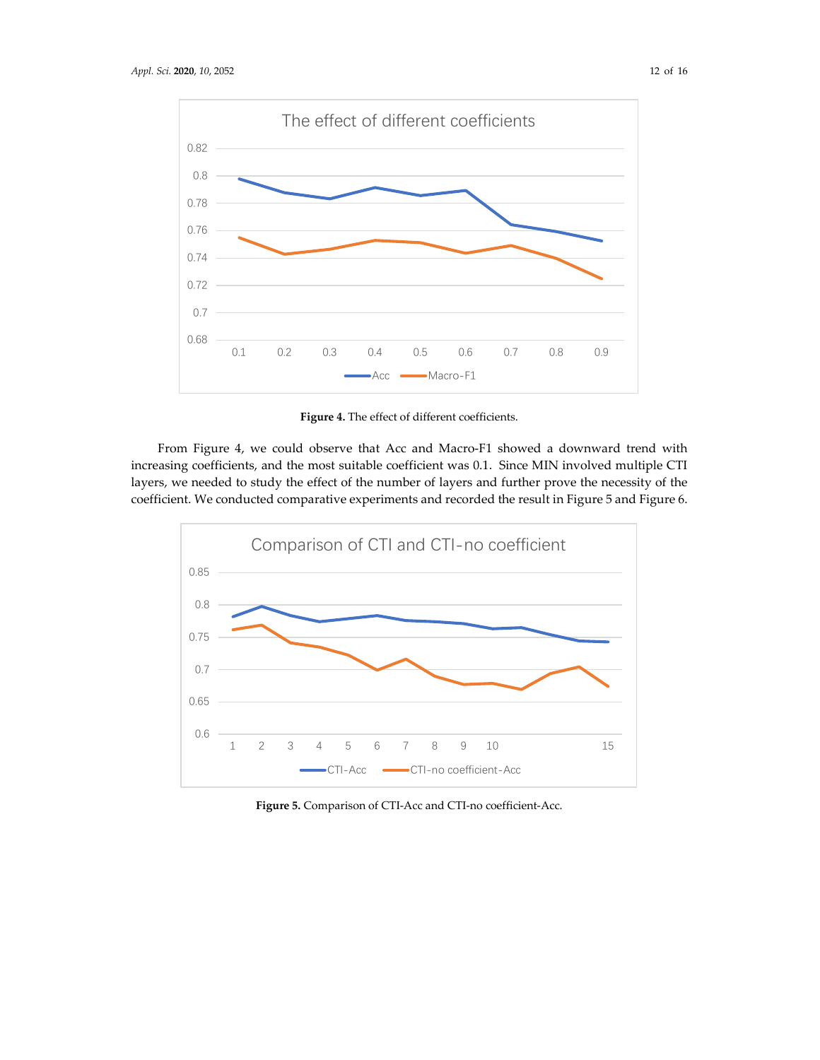The effect of different coefficients

0.82
0.8
0.78
0.76
0.74
0.72
0.7
0.68

0.1 0.2 0.3 0.4 0.5 0.6 0.7 0.8 0.9

Acc Macro-F1

**Figure 4.** The effect of different coefficients.

From Figure 4, we could observe that Acc and Macro-F1 showed a downward trend with increasing coefficients, and the most suitable coefficient was 0.1. Since MIN involved multiple CTI layers, we needed to study the effect of the number of layers and further prove the necessity of the coefficient. We conducted comparative experiments and recorded the result in Figure 5 and Figure 6.

Comparison of CTI and CTI-no coefficient

0.85
0.8
0.75
0.7
0.65
0.6

1 2 3 4 5 6 7 8 9 10 15

CTI-Acc CTI-no coefficient-Acc

**Figure 5.** Comparison of CTI-Acc and CTI-no coefficient-Acc.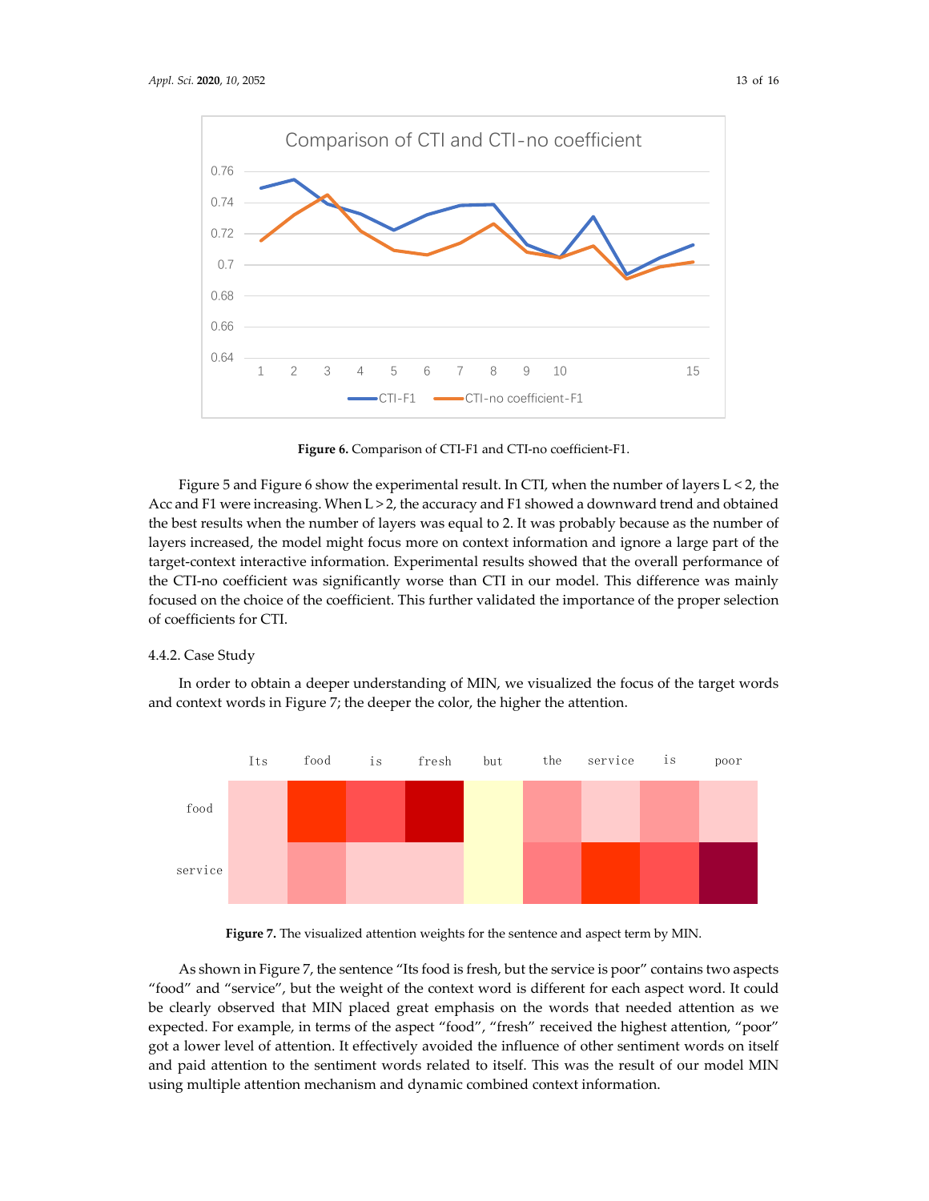Comparison of CTI and CTI-no coefficient

0.76
0.74
0.72
0.7
0.68
0.66
0.64

1 2 3 4 5 6 7 8 9 10 15

CTI-F1 CTI-no coefficient-F1

**Figure 6.** Comparison of CTI-F1 and CTI-no coefficient-F1.

Figure 5 and Figure 6 show the experimental result. In CTI, when the number of layers $L < 2$, the Acc and F1 were increasing. When $L > 2$, the accuracy and F1 showed a downward trend and obtained the best results when the number of layers was equal to 2. It was probably because as the number of layers increased, the model might focus more on context information and ignore a large part of the target-context interactive information. Experimental results showed that the overall performance of the CTI-no coefficient was significantly worse than CTI in our model. This difference was mainly focused on the choice of the coefficient. This further validated the importance of the proper selection of coefficients for CTI.

#### 4.4.2. Case Study

In order to obtain a deeper understanding of MIN, we visualized the focus of the target words and context words in Figure 7; the deeper the color, the higher the attention.

Its food is fresh but the service is poor

food

service

**Figure 7.** The visualized attention weights for the sentence and aspect term by MIN.

As shown in Figure 7, the sentence "Its food is fresh, but the service is poor" contains two aspects "food" and "service", but the weight of the context word is different for each aspect word. It could be clearly observed that MIN placed great emphasis on the words that needed attention as we expected. For example, in terms of the aspect "food", "fresh" received the highest attention, "poor" got a lower level of attention. It effectively avoided the influence of other sentiment words on itself and paid attention to the sentiment words related to itself. This was the result of our model MIN using multiple attention mechanism and dynamic combined context information.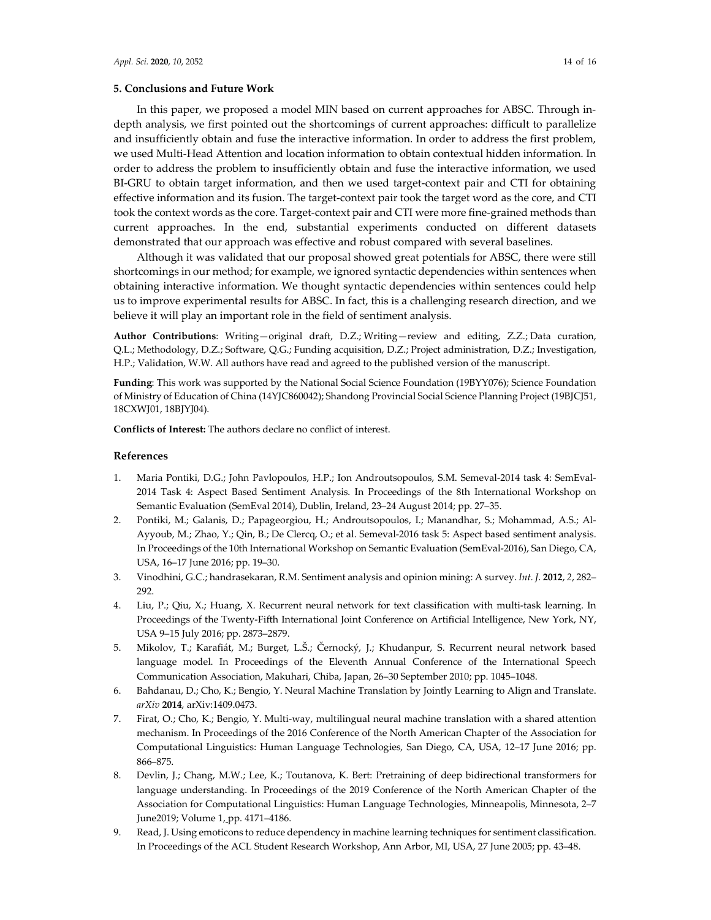## 5. Conclusions and Future Work

In this paper, we proposed a model MIN based on current approaches for ABSC. Through in-depth analysis, we first pointed out the shortcomings of current approaches: difficult to parallelize and insufficiently obtain and fuse the interactive information. In order to address the first problem, we used Multi-Head Attention and location information to obtain contextual hidden information. In order to address the problem to insufficiently obtain and fuse the interactive information, we used BI-GRU to obtain target information, and then we used target-context pair and CTI for obtaining effective information and its fusion. The target-context pair took the target word as the core, and CTI took the context words as the core. Target-context pair and CTI were more fine-grained methods than current approaches. In the end, substantial experiments conducted on different datasets demonstrated that our approach was effective and robust compared with several baselines.

Although it was validated that our proposal showed great potentials for ABSC, there were still shortcomings in our method; for example, we ignored syntactic dependencies within sentences when obtaining interactive information. We thought syntactic dependencies within sentences could help us to improve experimental results for ABSC. In fact, this is a challenging research direction, and we believe it will play an important role in the field of sentiment analysis.

**Author Contributions**: Writing—original draft, D.Z.; Writing—review and editing, Z.Z.; Data curation, Q.L.; Methodology, D.Z.; Software, Q.G.; Funding acquisition, D.Z.; Project administration, D.Z.; Investigation, H.P.; Validation, W.W. All authors have read and agreed to the published version of the manuscript.

**Funding**: This work was supported by the National Social Science Foundation (19BYY076); Science Foundation of Ministry of Education of China (14YJC860042); Shandong Provincial Social Science Planning Project (19BJCJ51, 18CXWJ01, 18BJYJ04).

**Conflicts of Interest:** The authors declare no conflict of interest.

## References

1. Maria Pontiki, D.G.; John Pavlopoulos, H.P.; Ion Androutsopoulos, S.M. Semeval-2014 task 4: SemEval-2014 Task 4: Aspect Based Sentiment Analysis. In Proceedings of the 8th International Workshop on Semantic Evaluation (SemEval 2014), Dublin, Ireland, 23–24 August 2014; pp. 27–35.
2. Pontiki, M.; Galanis, D.; Papageorgiou, H.; Androutsopoulos, I.; Manandhar, S.; Mohammad, A.S.; Al-Ayyoub, M.; Zhao, Y.; Qin, B.; De Clercq, O.; et al. Semeval-2016 task 5: Aspect based sentiment analysis. In Proceedings of the 10th International Workshop on Semantic Evaluation (SemEval-2016), San Diego, CA, USA, 16–17 June 2016; pp. 19–30.
3. Vinodhini, G.C.; handrasekaran, R.M. Sentiment analysis and opinion mining: A survey. *Int. J.* **2012**, *2*, 282–292.
4. Liu, P.; Qiu, X.; Huang, X. Recurrent neural network for text classification with multi-task learning. In Proceedings of the Twenty-Fifth International Joint Conference on Artificial Intelligence, New York, NY, USA 9–15 July 2016; pp. 2873–2879.
5. Mikolov, T.; Karafiát, M.; Burget, L.Š.; Černocký, J.; Khudanpur, S. Recurrent neural network based language model. In Proceedings of the Eleventh Annual Conference of the International Speech Communication Association, Makuhari, Chiba, Japan, 26–30 September 2010; pp. 1045–1048.
6. Bahdanau, D.; Cho, K.; Bengio, Y. Neural Machine Translation by Jointly Learning to Align and Translate. *arXiv* **2014**, arXiv:1409.0473.
7. Firat, O.; Cho, K.; Bengio, Y. Multi-way, multilingual neural machine translation with a shared attention mechanism. In Proceedings of the 2016 Conference of the North American Chapter of the Association for Computational Linguistics: Human Language Technologies, San Diego, CA, USA, 12–17 June 2016; pp. 866–875.
8. Devlin, J.; Chang, M.W.; Lee, K.; Toutanova, K. Bert: Pretraining of deep bidirectional transformers for language understanding. In Proceedings of the 2019 Conference of the North American Chapter of the Association for Computational Linguistics: Human Language Technologies, Minneapolis, Minnesota, 2–7 June2019; Volume 1, pp. 4171–4186.
9. Read, J. Using emoticons to reduce dependency in machine learning techniques for sentiment classification. In Proceedings of the ACL Student Research Workshop, Ann Arbor, MI, USA, 27 June 2005; pp. 43–48.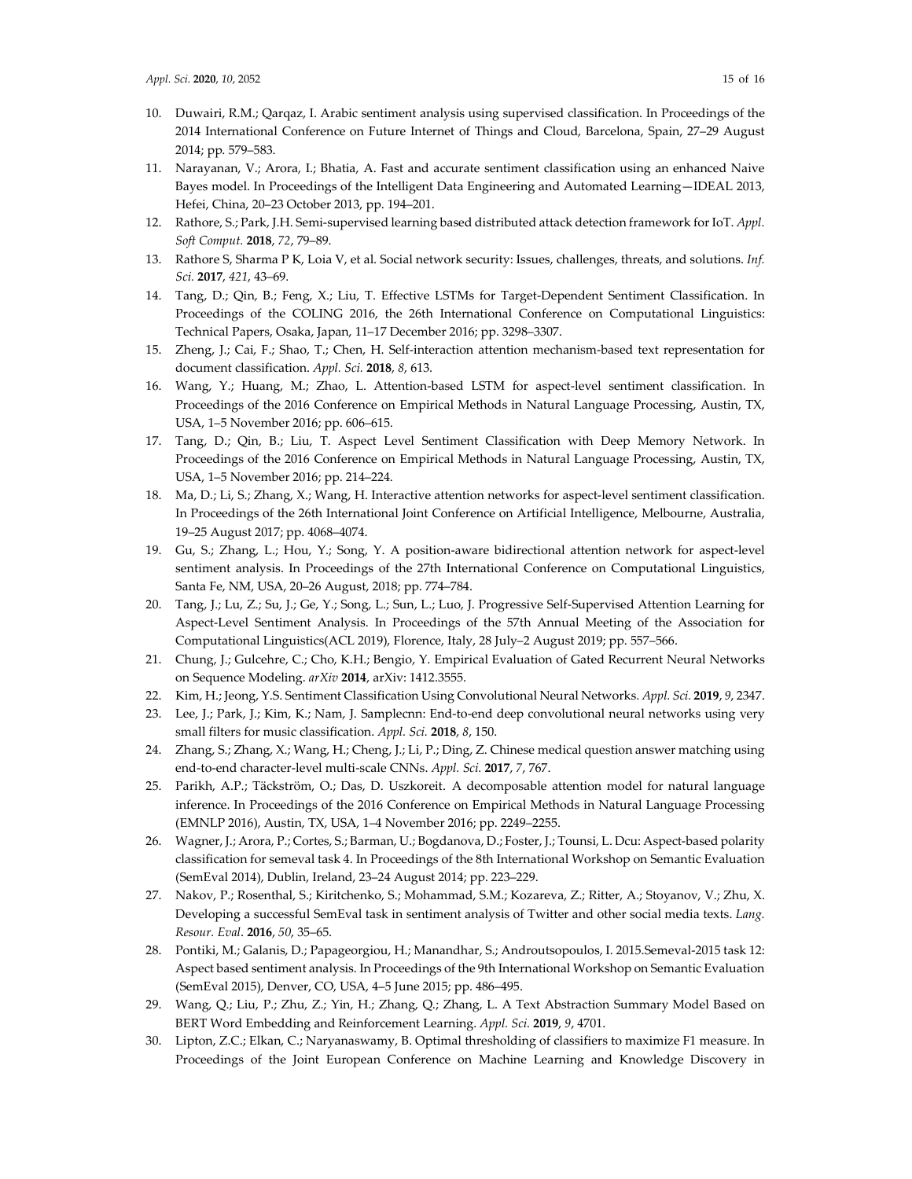10. Duwairi, R.M.; Qarqaz, I. Arabic sentiment analysis using supervised classification. In Proceedings of the 2014 International Conference on Future Internet of Things and Cloud, Barcelona, Spain, 27–29 August 2014; pp. 579–583.
11. Narayanan, V.; Arora, I.; Bhatia, A. Fast and accurate sentiment classification using an enhanced Naive Bayes model. In Proceedings of the Intelligent Data Engineering and Automated Learning—IDEAL 2013, Hefei, China, 20–23 October 2013, pp. 194–201.
12. Rathore, S.; Park, J.H. Semi-supervised learning based distributed attack detection framework for IoT. *Appl. Soft Comput.* **2018**, *72*, 79–89.
13. Rathore S, Sharma P K, Loia V, et al. Social network security: Issues, challenges, threats, and solutions. *Inf. Sci.* **2017**, *421*, 43–69.
14. Tang, D.; Qin, B.; Feng, X.; Liu, T. Effective LSTMs for Target-Dependent Sentiment Classification. In Proceedings of the COLING 2016, the 26th International Conference on Computational Linguistics: Technical Papers, Osaka, Japan, 11–17 December 2016; pp. 3298–3307.
15. Zheng, J.; Cai, F.; Shao, T.; Chen, H. Self-interaction attention mechanism-based text representation for document classification. *Appl. Sci.* **2018**, *8*, 613.
16. Wang, Y.; Huang, M.; Zhao, L. Attention-based LSTM for aspect-level sentiment classification. In Proceedings of the 2016 Conference on Empirical Methods in Natural Language Processing, Austin, TX, USA, 1–5 November 2016; pp. 606–615.
17. Tang, D.; Qin, B.; Liu, T. Aspect Level Sentiment Classification with Deep Memory Network. In Proceedings of the 2016 Conference on Empirical Methods in Natural Language Processing, Austin, TX, USA, 1–5 November 2016; pp. 214–224.
18. Ma, D.; Li, S.; Zhang, X.; Wang, H. Interactive attention networks for aspect-level sentiment classification. In Proceedings of the 26th International Joint Conference on Artificial Intelligence, Melbourne, Australia, 19–25 August 2017; pp. 4068–4074.
19. Gu, S.; Zhang, L.; Hou, Y.; Song, Y. A position-aware bidirectional attention network for aspect-level sentiment analysis. In Proceedings of the 27th International Conference on Computational Linguistics, Santa Fe, NM, USA, 20–26 August, 2018; pp. 774–784.
20. Tang, J.; Lu, Z.; Su, J.; Ge, Y.; Song, L.; Sun, L.; Luo, J. Progressive Self-Supervised Attention Learning for Aspect-Level Sentiment Analysis. In Proceedings of the 57th Annual Meeting of the Association for Computational Linguistics(ACL 2019), Florence, Italy, 28 July–2 August 2019; pp. 557–566.
21. Chung, J.; Gulcehre, C.; Cho, K.H.; Bengio, Y. Empirical Evaluation of Gated Recurrent Neural Networks on Sequence Modeling. *arXiv* **2014**, arXiv: 1412.3555.
22. Kim, H.; Jeong, Y.S. Sentiment Classification Using Convolutional Neural Networks. *Appl. Sci.* **2019**, *9*, 2347.
23. Lee, J.; Park, J.; Kim, K.; Nam, J. Samplecnn: End-to-end deep convolutional neural networks using very small filters for music classification. *Appl. Sci.* **2018**, *8*, 150.
24. Zhang, S.; Zhang, X.; Wang, H.; Cheng, J.; Li, P.; Ding, Z. Chinese medical question answer matching using end-to-end character-level multi-scale CNNs. *Appl. Sci.* **2017**, *7*, 767.
25. Parikh, A.P.; Täckström, O.; Das, D. Uszkoreit. A decomposable attention model for natural language inference. In Proceedings of the 2016 Conference on Empirical Methods in Natural Language Processing (EMNLP 2016), Austin, TX, USA, 1–4 November 2016; pp. 2249–2255.
26. Wagner, J.; Arora, P.; Cortes, S.; Barman, U.; Bogdanova, D.; Foster, J.; Tounsi, L. Dcu: Aspect-based polarity classification for semeval task 4. In Proceedings of the 8th International Workshop on Semantic Evaluation (SemEval 2014), Dublin, Ireland, 23–24 August 2014; pp. 223–229.
27. Nakov, P.; Rosenthal, S.; Kiritchenko, S.; Mohammad, S.M.; Kozareva, Z.; Ritter, A.; Stoyanov, V.; Zhu, X. Developing a successful SemEval task in sentiment analysis of Twitter and other social media texts. *Lang. Resour. Eval*. **2016**, *50*, 35–65.
28. Pontiki, M.; Galanis, D.; Papageorgiou, H.; Manandhar, S.; Androutsopoulos, I. 2015.Semeval-2015 task 12: Aspect based sentiment analysis. In Proceedings of the 9th International Workshop on Semantic Evaluation (SemEval 2015), Denver, CO, USA, 4–5 June 2015; pp. 486–495.
29. Wang, Q.; Liu, P.; Zhu, Z.; Yin, H.; Zhang, Q.; Zhang, L. A Text Abstraction Summary Model Based on BERT Word Embedding and Reinforcement Learning. *Appl. Sci.* **2019**, *9*, 4701.
30. Lipton, Z.C.; Elkan, C.; Naryanaswamy, B. Optimal thresholding of classifiers to maximize F1 measure. In Proceedings of the Joint European Conference on Machine Learning and Knowledge Discovery in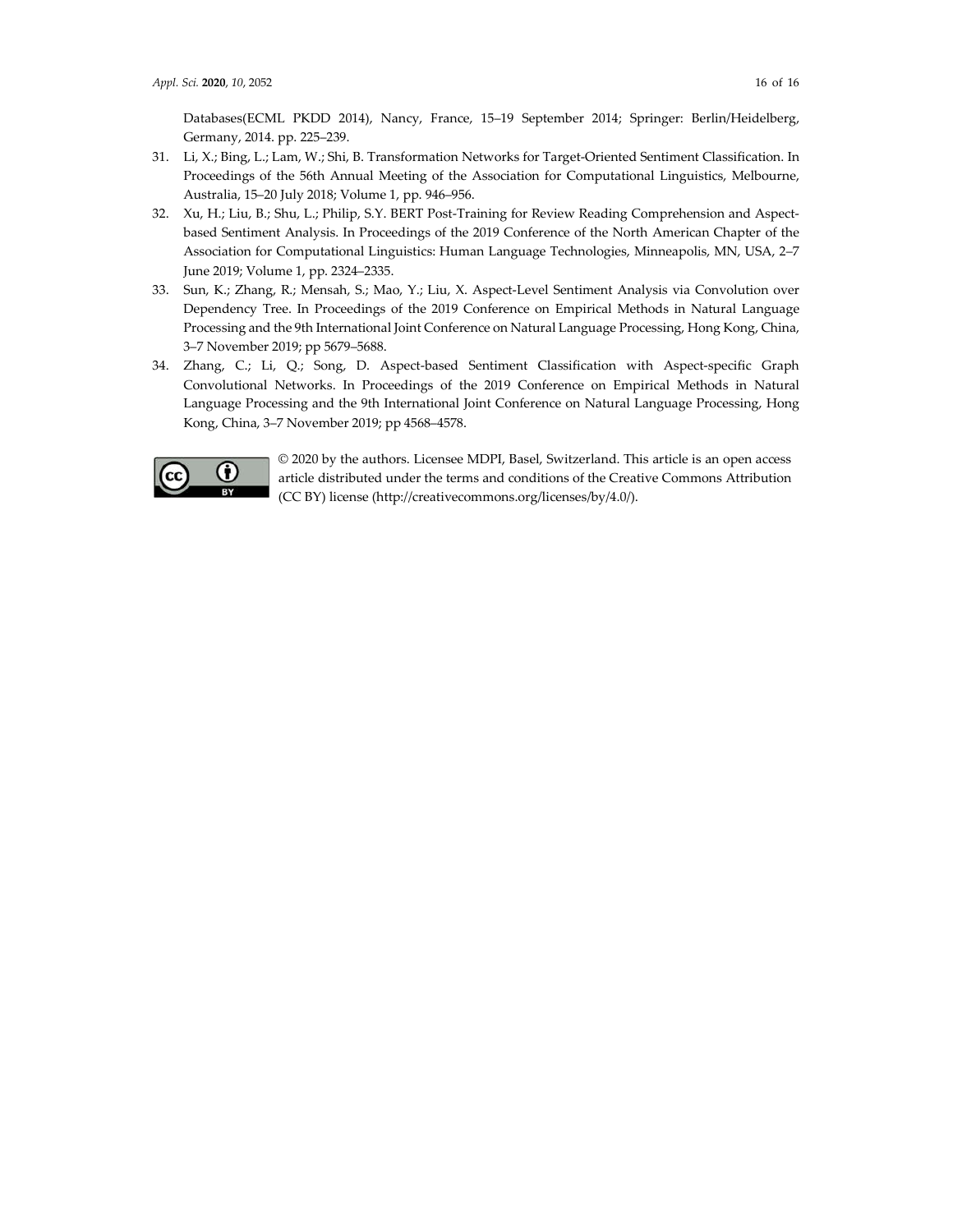Databases(ECML PKDD 2014), Nancy, France, 15–19 September 2014; Springer: Berlin/Heidelberg, Germany, 2014. pp. 225–239.

31. Li, X.; Bing, L.; Lam, W.; Shi, B. Transformation Networks for Target-Oriented Sentiment Classification. In Proceedings of the 56th Annual Meeting of the Association for Computational Linguistics, Melbourne, Australia, 15–20 July 2018; Volume 1, pp. 946–956.
32. Xu, H.; Liu, B.; Shu, L.; Philip, S.Y. BERT Post-Training for Review Reading Comprehension and Aspect-based Sentiment Analysis. In Proceedings of the 2019 Conference of the North American Chapter of the Association for Computational Linguistics: Human Language Technologies, Minneapolis, MN, USA, 2–7 June 2019; Volume 1, pp. 2324–2335.
33. Sun, K.; Zhang, R.; Mensah, S.; Mao, Y.; Liu, X. Aspect-Level Sentiment Analysis via Convolution over Dependency Tree. In Proceedings of the 2019 Conference on Empirical Methods in Natural Language Processing and the 9th International Joint Conference on Natural Language Processing, Hong Kong, China, 3–7 November 2019; pp 5679–5688.
34. Zhang, C.; Li, Q.; Song, D. Aspect-based Sentiment Classification with Aspect-specific Graph Convolutional Networks. In Proceedings of the 2019 Conference on Empirical Methods in Natural Language Processing and the 9th International Joint Conference on Natural Language Processing, Hong Kong, China, 3–7 November 2019; pp 4568–4578.

© 2020 by the authors. Licensee MDPI, Basel, Switzerland. This article is an open access article distributed under the terms and conditions of the Creative Commons Attribution (CC BY) license (http://creativecommons.org/licenses/by/4.0/).